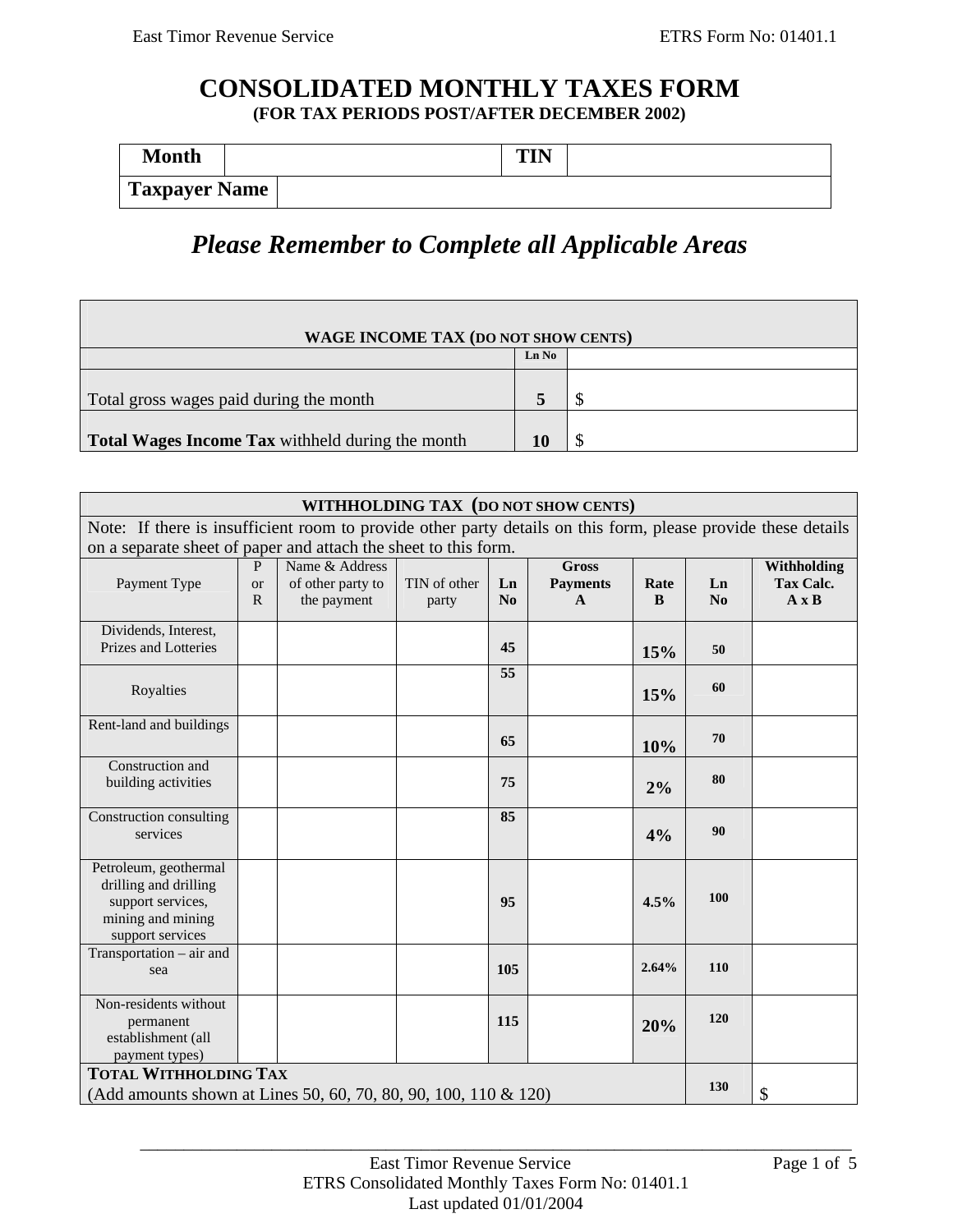# CONSOLIDATED MONTHLY TAXES FORM

**(FOR TAX PERIODS POST/AFTER DECEMBER 2002)**

| Month | | TIN | |
|---|---|---|---|
| **Taxpayer Name** | | | |

## *Please Remember to Complete all Applicable Areas*

| WAGE INCOME TAX (DO NOT SHOW CENTS) | | |
|---|---|---|
| | Ln No | |
| Total gross wages paid during the month | 5 | $ |
| **Total Wages Income Tax** withheld during the month | 10 | $ |

| WITHHOLDING TAX (DO NOT SHOW CENTS) | | | | | | | | |
|---|---|---|---|---|---|---|---|---|
| Note: If there is insufficient room to provide other party details on this form, please provide these details on a separate sheet of paper and attach the sheet to this form. | | | | | | | | |
| Payment Type | P or R | Name & Address of other party to the payment | TIN of other party | Ln No | **Gross Payments A** | **Rate B** | **Ln No** | **Withholding Tax Calc. A x B** |
| Dividends, Interest, Prizes and Lotteries | | | | 45 | | 15% | 50 | |
| Royalties | | | | 55 | | 15% | 60 | |
| Rent-land and buildings | | | | 65 | | 10% | 70 | |
| Construction and building activities | | | | 75 | | 2% | 80 | |
| Construction consulting services | | | | 85 | | 4% | 90 | |
| Petroleum, geothermal drilling and drilling support services, mining and mining support services | | | | 95 | | 4.5% | 100 | |
| Transportation – air and sea | | | | 105 | | 2.64% | 110 | |
| Non-residents without permanent establishment (all payment types) | | | | 115 | | 20% | 120 | |
| **TOTAL WITHHOLDING TAX** (Add amounts shown at Lines 50, 60, 70, 80, 90, 100, 110 & 120) | | | | | | | 130 | $ |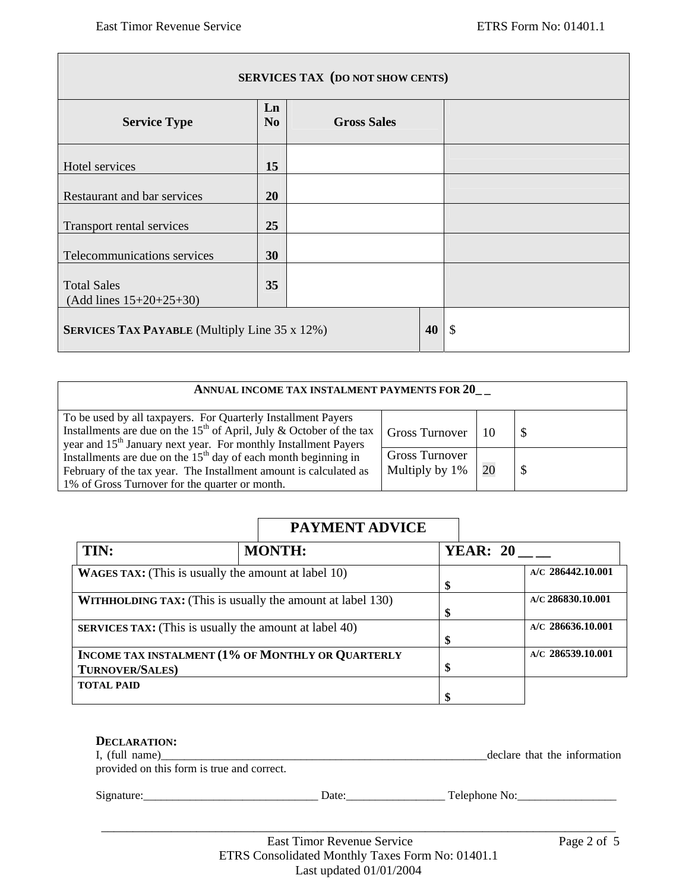| SERVICES TAX (DO NOT SHOW CENTS) | | | |
|---|---|---|---|
| **Service Type** | **Ln No** | **Gross Sales** | |
| Hotel services | **15** | | |
| Restaurant and bar services | **20** | | |
| Transport rental services | **25** | | |
| Telecommunications services | **30** | | |
| Total Sales (Add lines 15+20+25+30) | **35** | | |
| **SERVICES TAX PAYABLE** (Multiply Line 35 x 12%) | | **40** | $ |

| ANNUAL INCOME TAX INSTALMENT PAYMENTS FOR 20_ _ | | | |
|---|---|---|---|
| To be used by all taxpayers. For Quarterly Installment Payers Installments are due on the 15th of April, July & October of the tax year and 15th January next year. For monthly Installment Payers Installments are due on the 15th day of each month beginning in February of the tax year. The Installment amount is calculated as 1% of Gross Turnover for the quarter or month. | Gross Turnover | 10 | $ |
| | Gross Turnover Multiply by 1% | 20 | $ |

## PAYMENT ADVICE

| TIN: | MONTH: | YEAR: 20 __ __ | |
|---|---|---|---|
| **WAGES TAX:** (This is usually the amount at label 10) | | $ | A/C 286442.10.001 |
| **WITHHOLDING TAX:** (This is usually the amount at label 130) | | $ | A/C 286830.10.001 |
| **SERVICES TAX:** (This is usually the amount at label 40) | | $ | A/C 286636.10.001 |
| **INCOME TAX INSTALMENT (1% OF MONTHLY OR QUARTERLY TURNOVER/SALES)** | | $ | A/C 286539.10.001 |
| **TOTAL PAID** | | $ | |

**DECLARATION:**

I, (full name)___________________________________________________________declare that the information provided on this form is true and correct.

Signature:_______________________________ Date:_________________ Telephone No:_________________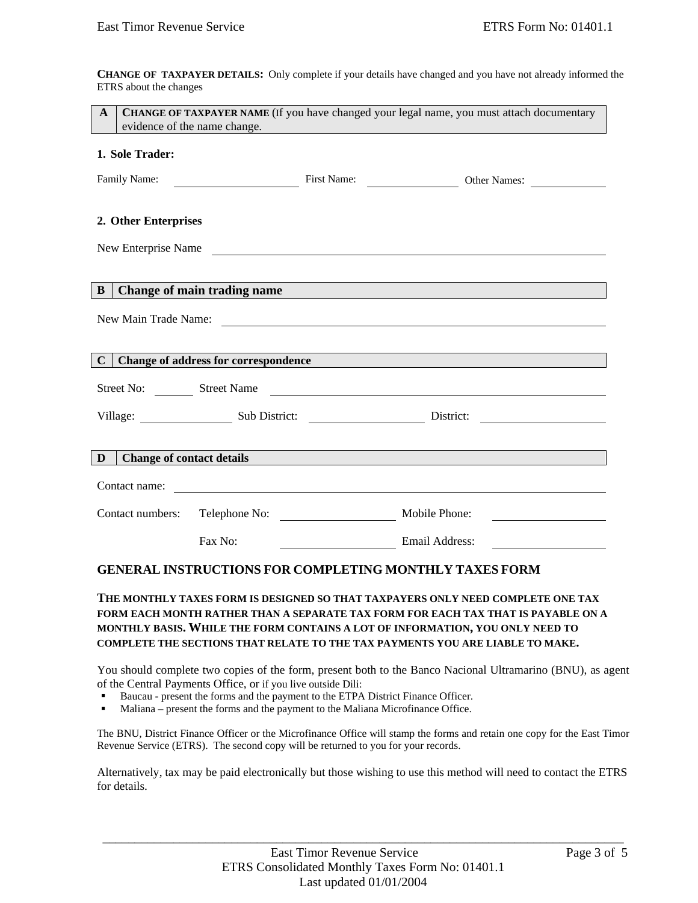**CHANGE OF TAXPAYER DETAILS:** Only complete if your details have changed and you have not already informed the ETRS about the changes

| A | **CHANGE OF TAXPAYER NAME** (If you have changed your legal name, you must attach documentary evidence of the name change. |
|---|---|

**1. Sole Trader:**

Family Name: \_\_\_\_\_\_\_\_\_\_\_\_\_\_\_\_ First Name: \_\_\_\_\_\_\_\_\_\_\_\_ Other Names: \_\_\_\_\_\_\_\_\_\_

**2. Other Enterprises**

New Enterprise Name \_\_\_\_\_\_\_\_\_\_\_\_\_\_\_\_\_\_\_\_\_\_\_\_\_\_\_\_\_\_\_\_\_\_\_\_\_\_\_\_\_\_\_\_\_\_\_\_

| B | **Change of main trading name** |
|---|---|

New Main Trade Name: \_\_\_\_\_\_\_\_\_\_\_\_\_\_\_\_\_\_\_\_\_\_\_\_\_\_\_\_\_\_\_\_\_\_\_\_\_\_\_\_\_\_\_\_\_\_

| C | **Change of address for correspondence** |
|---|---|

Street No: \_\_\_\_\_ Street Name \_\_\_\_\_\_\_\_\_\_\_\_\_\_\_\_\_\_\_\_\_\_\_\_\_\_\_\_\_\_\_\_\_\_\_\_\_\_\_\_\_\_\_\_

Village: \_\_\_\_\_\_\_\_\_\_\_\_ Sub District: \_\_\_\_\_\_\_\_\_\_\_\_\_\_\_ District: \_\_\_\_\_\_\_\_\_\_\_\_\_\_\_\_

| D | **Change of contact details** |
|---|---|

Contact name: \_\_\_\_\_\_\_\_\_\_\_\_\_\_\_\_\_\_\_\_\_\_\_\_\_\_\_\_\_\_\_\_\_\_\_\_\_\_\_\_\_\_\_\_\_\_\_\_\_\_\_\_\_\_

Contact numbers: Telephone No: \_\_\_\_\_\_\_\_\_\_\_\_\_\_\_ Mobile Phone: \_\_\_\_\_\_\_\_\_\_\_\_\_\_\_

Fax No: \_\_\_\_\_\_\_\_\_\_\_\_\_\_\_ Email Address: \_\_\_\_\_\_\_\_\_\_\_\_\_\_\_

## GENERAL INSTRUCTIONS FOR COMPLETING MONTHLY TAXES FORM

**THE MONTHLY TAXES FORM IS DESIGNED SO THAT TAXPAYERS ONLY NEED COMPLETE ONE TAX FORM EACH MONTH RATHER THAN A SEPARATE TAX FORM FOR EACH TAX THAT IS PAYABLE ON A MONTHLY BASIS. WHILE THE FORM CONTAINS A LOT OF INFORMATION, YOU ONLY NEED TO COMPLETE THE SECTIONS THAT RELATE TO THE TAX PAYMENTS YOU ARE LIABLE TO MAKE.**

You should complete two copies of the form, present both to the Banco Nacional Ultramarino (BNU), as agent of the Central Payments Office, or if you live outside Dili:

- Baucau - present the forms and the payment to the ETPA District Finance Officer.
- Maliana – present the forms and the payment to the Maliana Microfinance Office.

The BNU, District Finance Officer or the Microfinance Office will stamp the forms and retain one copy for the East Timor Revenue Service (ETRS). The second copy will be returned to you for your records.

Alternatively, tax may be paid electronically but those wishing to use this method will need to contact the ETRS for details.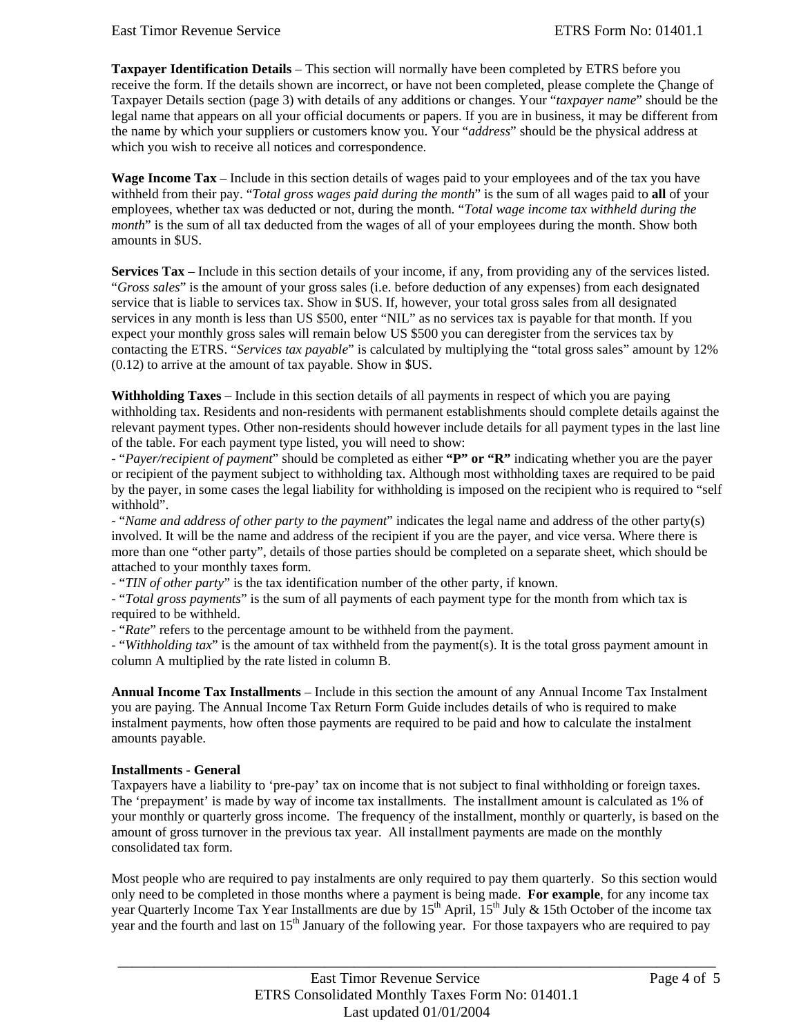**Taxpayer Identification Details** – This section will normally have been completed by ETRS before you receive the form. If the details shown are incorrect, or have not been completed, please complete the Change of Taxpayer Details section (page 3) with details of any additions or changes. Your "*taxpayer name*" should be the legal name that appears on all your official documents or papers. If you are in business, it may be different from the name by which your suppliers or customers know you. Your "*address*" should be the physical address at which you wish to receive all notices and correspondence.

**Wage Income Tax** – Include in this section details of wages paid to your employees and of the tax you have withheld from their pay. "*Total gross wages paid during the month*" is the sum of all wages paid to **all** of your employees, whether tax was deducted or not, during the month. "*Total wage income tax withheld during the month*" is the sum of all tax deducted from the wages of all of your employees during the month. Show both amounts in $US.

**Services Tax** – Include in this section details of your income, if any, from providing any of the services listed. "*Gross sales*" is the amount of your gross sales (i.e. before deduction of any expenses) from each designated service that is liable to services tax. Show in $US. If, however, your total gross sales from all designated services in any month is less than US $500, enter "NIL" as no services tax is payable for that month. If you expect your monthly gross sales will remain below US $500 you can deregister from the services tax by contacting the ETRS. "*Services tax payable*" is calculated by multiplying the "total gross sales" amount by 12% (0.12) to arrive at the amount of tax payable. Show in $US.

**Withholding Taxes** – Include in this section details of all payments in respect of which you are paying withholding tax. Residents and non-residents with permanent establishments should complete details against the relevant payment types. Other non-residents should however include details for all payment types in the last line of the table. For each payment type listed, you will need to show:

- "*Payer/recipient of payment*" should be completed as either **"P" or "R"** indicating whether you are the payer or recipient of the payment subject to withholding tax. Although most withholding taxes are required to be paid by the payer, in some cases the legal liability for withholding is imposed on the recipient who is required to "self withhold".
- "*Name and address of other party to the payment*" indicates the legal name and address of the other party(s) involved. It will be the name and address of the recipient if you are the payer, and vice versa. Where there is more than one "other party", details of those parties should be completed on a separate sheet, which should be attached to your monthly taxes form.
- "*TIN of other party*" is the tax identification number of the other party, if known.
- "*Total gross payments*" is the sum of all payments of each payment type for the month from which tax is required to be withheld.
- "*Rate*" refers to the percentage amount to be withheld from the payment.
- "*Withholding tax*" is the amount of tax withheld from the payment(s). It is the total gross payment amount in column A multiplied by the rate listed in column B.

**Annual Income Tax Installments** – Include in this section the amount of any Annual Income Tax Instalment you are paying. The Annual Income Tax Return Form Guide includes details of who is required to make instalment payments, how often those payments are required to be paid and how to calculate the instalment amounts payable.

**Installments - General**

Taxpayers have a liability to 'pre-pay' tax on income that is not subject to final withholding or foreign taxes. The 'prepayment' is made by way of income tax installments. The installment amount is calculated as 1% of your monthly or quarterly gross income. The frequency of the installment, monthly or quarterly, is based on the amount of gross turnover in the previous tax year. All installment payments are made on the monthly consolidated tax form.

Most people who are required to pay instalments are only required to pay them quarterly. So this section would only need to be completed in those months where a payment is being made. **For example**, for any income tax year Quarterly Income Tax Year Installments are due by 15th April, 15th July & 15th October of the income tax year and the fourth and last on 15th January of the following year. For those taxpayers who are required to pay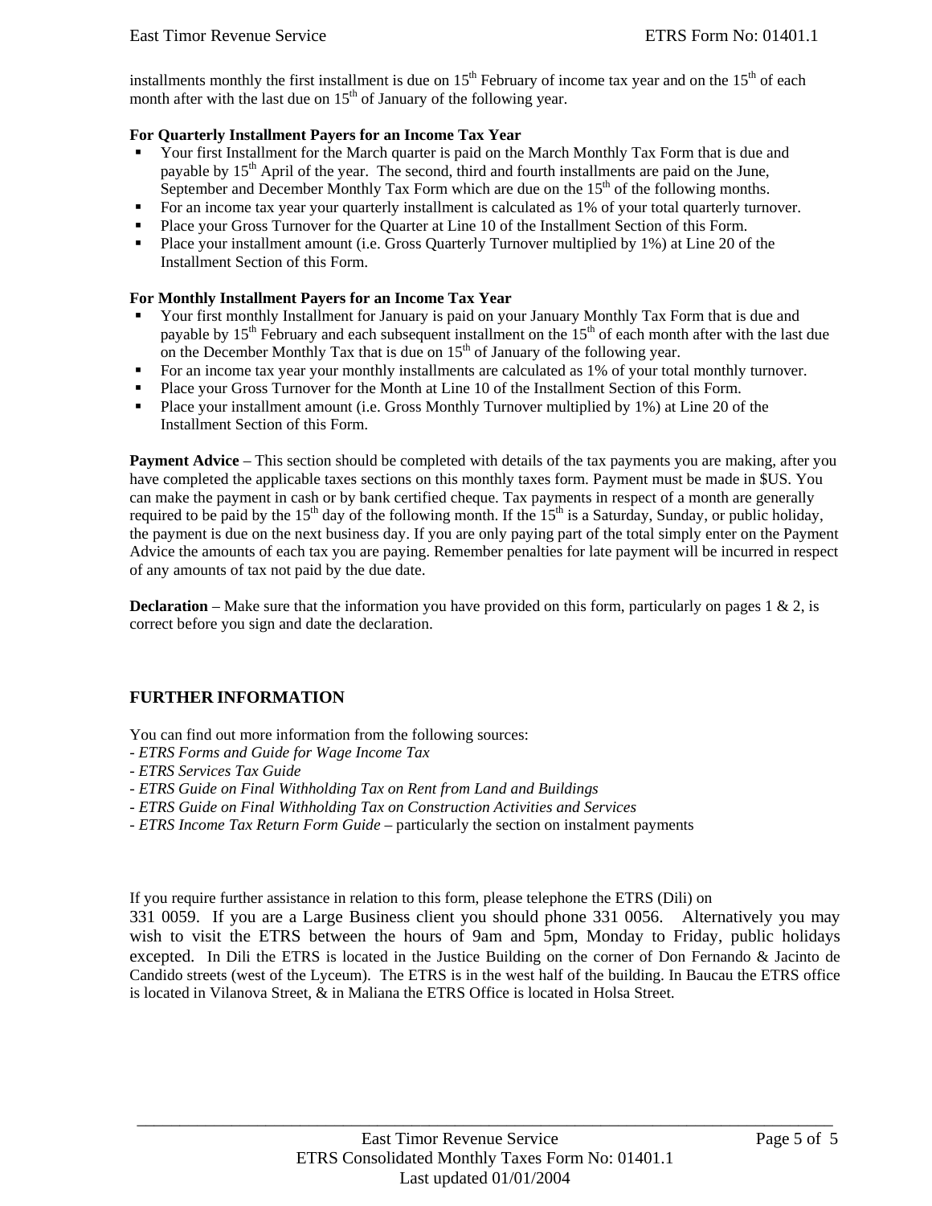installments monthly the first installment is due on 15th February of income tax year and on the 15th of each month after with the last due on 15th of January of the following year.

**For Quarterly Installment Payers for an Income Tax Year**

- Your first Installment for the March quarter is paid on the March Monthly Tax Form that is due and payable by 15th April of the year. The second, third and fourth installments are paid on the June, September and December Monthly Tax Form which are due on the 15th of the following months.
- For an income tax year your quarterly installment is calculated as 1% of your total quarterly turnover.
- Place your Gross Turnover for the Quarter at Line 10 of the Installment Section of this Form.
- Place your installment amount (i.e. Gross Quarterly Turnover multiplied by 1%) at Line 20 of the Installment Section of this Form.

**For Monthly Installment Payers for an Income Tax Year**

- Your first monthly Installment for January is paid on your January Monthly Tax Form that is due and payable by 15th February and each subsequent installment on the 15th of each month after with the last due on the December Monthly Tax that is due on 15th of January of the following year.
- For an income tax year your monthly installments are calculated as 1% of your total monthly turnover.
- Place your Gross Turnover for the Month at Line 10 of the Installment Section of this Form.
- Place your installment amount (i.e. Gross Monthly Turnover multiplied by 1%) at Line 20 of the Installment Section of this Form.

**Payment Advice** – This section should be completed with details of the tax payments you are making, after you have completed the applicable taxes sections on this monthly taxes form. Payment must be made in $US. You can make the payment in cash or by bank certified cheque. Tax payments in respect of a month are generally required to be paid by the 15th day of the following month. If the 15th is a Saturday, Sunday, or public holiday, the payment is due on the next business day. If you are only paying part of the total simply enter on the Payment Advice the amounts of each tax you are paying. Remember penalties for late payment will be incurred in respect of any amounts of tax not paid by the due date.

**Declaration** – Make sure that the information you have provided on this form, particularly on pages 1 & 2, is correct before you sign and date the declaration.

## FURTHER INFORMATION

You can find out more information from the following sources:

- *ETRS Forms and Guide for Wage Income Tax*
- *ETRS Services Tax Guide*
- *ETRS Guide on Final Withholding Tax on Rent from Land and Buildings*
- *ETRS Guide on Final Withholding Tax on Construction Activities and Services*
- *ETRS Income Tax Return Form Guide* – particularly the section on instalment payments

If you require further assistance in relation to this form, please telephone the ETRS (Dili) on 331 0059. If you are a Large Business client you should phone 331 0056. Alternatively you may wish to visit the ETRS between the hours of 9am and 5pm, Monday to Friday, public holidays excepted. In Dili the ETRS is located in the Justice Building on the corner of Don Fernando & Jacinto de Candido streets (west of the Lyceum). The ETRS is in the west half of the building. In Baucau the ETRS office is located in Vilanova Street, & in Maliana the ETRS Office is located in Holsa Street.